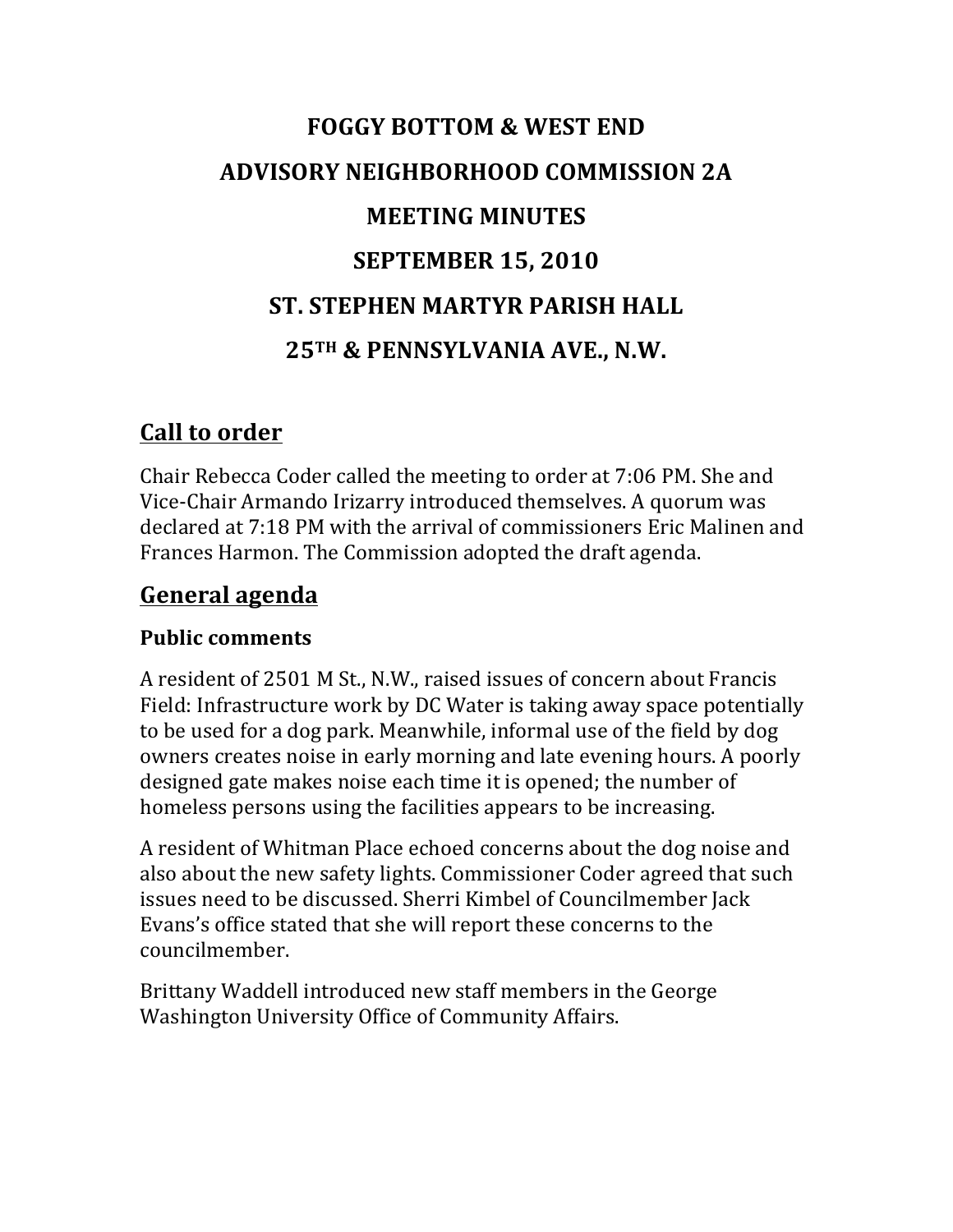# FOGGY BOTTOM & WEST END

# ADVISORY NEIGHBORHOOD COMMISSION 2A

# MEETING MINUTES

# SEPTEMBER 15, 2010

# ST. STEPHEN MARTYR PARISH HALL

# 25TH & PENNSYLVANIA AVE., N.W.

## Call to order

Chair Rebecca Coder called the meeting to order at 7:06 PM. She and Vice-Chair Armando Irizarry introduced themselves. A quorum was declared at 7:18 PM with the arrival of commissioners Eric Malinen and Frances Harmon. The Commission adopted the draft agenda.

## General agenda

### Public comments

A resident of 2501 M St., N.W., raised issues of concern about Francis Field: Infrastructure work by DC Water is taking away space potentially to be used for a dog park. Meanwhile, informal use of the field by dog owners creates noise in early morning and late evening hours. A poorly designed gate makes noise each time it is opened; the number of homeless persons using the facilities appears to be increasing.

A resident of Whitman Place echoed concerns about the dog noise and also about the new safety lights. Commissioner Coder agreed that such issues need to be discussed. Sherri Kimbel of Councilmember Jack Evans's office stated that she will report these concerns to the councilmember.

Brittany Waddell introduced new staff members in the George Washington University Office of Community Affairs.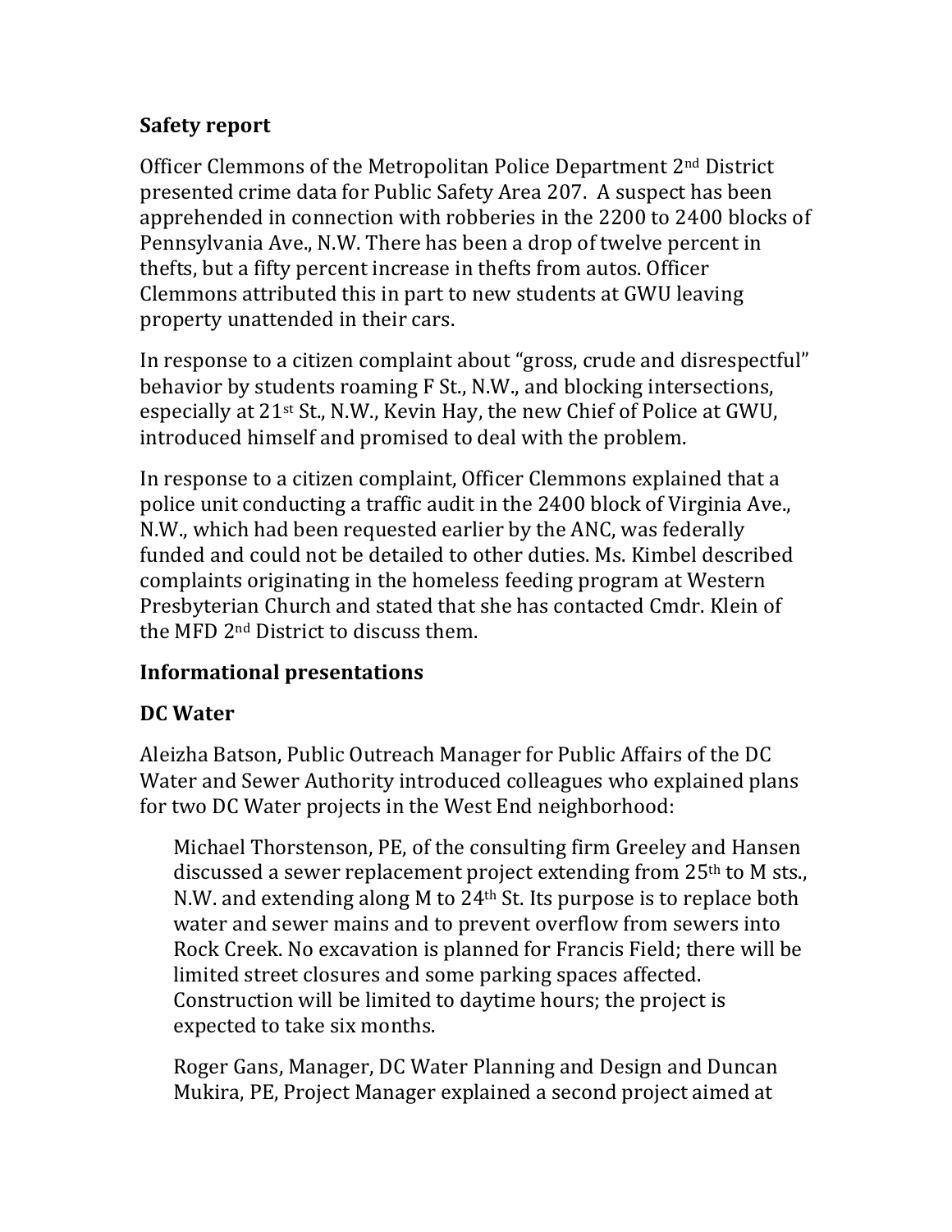## Safety report

Officer Clemmons of the Metropolitan Police Department 2nd District presented crime data for Public Safety Area 207. A suspect has been apprehended in connection with robberies in the 2200 to 2400 blocks of Pennsylvania Ave., N.W. There has been a drop of twelve percent in thefts, but a fifty percent increase in thefts from autos. Officer Clemmons attributed this in part to new students at GWU leaving property unattended in their cars.

In response to a citizen complaint about "gross, crude and disrespectful" behavior by students roaming F St., N.W., and blocking intersections, especially at 21st St., N.W., Kevin Hay, the new Chief of Police at GWU, introduced himself and promised to deal with the problem.

In response to a citizen complaint, Officer Clemmons explained that a police unit conducting a traffic audit in the 2400 block of Virginia Ave., N.W., which had been requested earlier by the ANC, was federally funded and could not be detailed to other duties. Ms. Kimbel described complaints originating in the homeless feeding program at Western Presbyterian Church and stated that she has contacted Cmdr. Klein of the MFD 2nd District to discuss them.

## Informational presentations

### DC Water

Aleizha Batson, Public Outreach Manager for Public Affairs of the DC Water and Sewer Authority introduced colleagues who explained plans for two DC Water projects in the West End neighborhood:

> Michael Thorstenson, PE, of the consulting firm Greeley and Hansen discussed a sewer replacement project extending from 25th to M sts., N.W. and extending along M to 24th St. Its purpose is to replace both water and sewer mains and to prevent overflow from sewers into Rock Creek. No excavation is planned for Francis Field; there will be limited street closures and some parking spaces affected. Construction will be limited to daytime hours; the project is expected to take six months.
>
> Roger Gans, Manager, DC Water Planning and Design and Duncan Mukira, PE, Project Manager explained a second project aimed at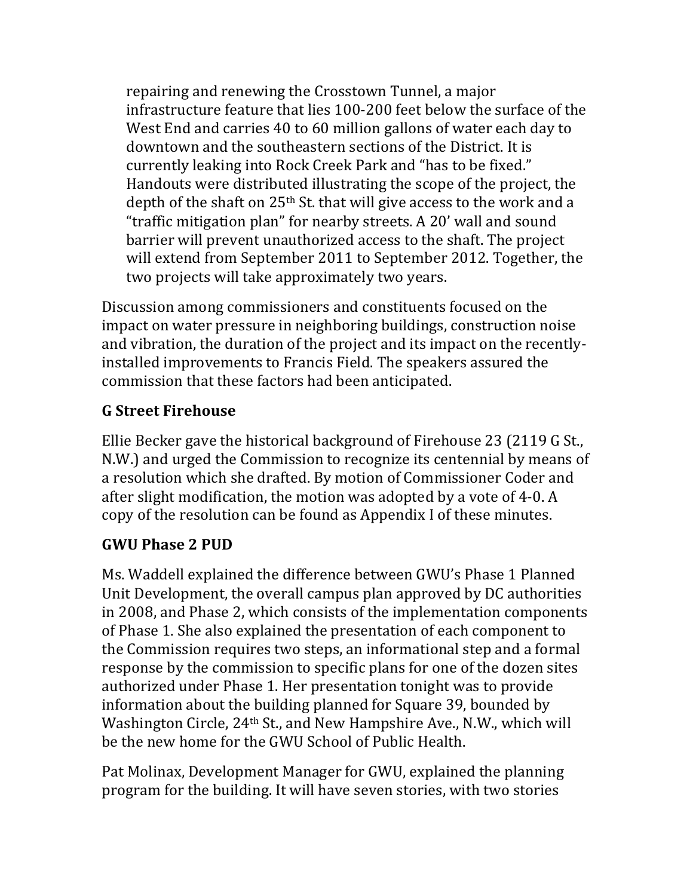repairing and renewing the Crosstown Tunnel, a major infrastructure feature that lies 100-200 feet below the surface of the West End and carries 40 to 60 million gallons of water each day to downtown and the southeastern sections of the District. It is currently leaking into Rock Creek Park and "has to be fixed." Handouts were distributed illustrating the scope of the project, the depth of the shaft on 25th St. that will give access to the work and a "traffic mitigation plan" for nearby streets. A 20' wall and sound barrier will prevent unauthorized access to the shaft. The project will extend from September 2011 to September 2012. Together, the two projects will take approximately two years.

Discussion among commissioners and constituents focused on the impact on water pressure in neighboring buildings, construction noise and vibration, the duration of the project and its impact on the recently-installed improvements to Francis Field. The speakers assured the commission that these factors had been anticipated.

**G Street Firehouse**

Ellie Becker gave the historical background of Firehouse 23 (2119 G St., N.W.) and urged the Commission to recognize its centennial by means of a resolution which she drafted. By motion of Commissioner Coder and after slight modification, the motion was adopted by a vote of 4-0. A copy of the resolution can be found as Appendix I of these minutes.

**GWU Phase 2 PUD**

Ms. Waddell explained the difference between GWU's Phase 1 Planned Unit Development, the overall campus plan approved by DC authorities in 2008, and Phase 2, which consists of the implementation components of Phase 1. She also explained the presentation of each component to the Commission requires two steps, an informational step and a formal response by the commission to specific plans for one of the dozen sites authorized under Phase 1. Her presentation tonight was to provide information about the building planned for Square 39, bounded by Washington Circle, 24th St., and New Hampshire Ave., N.W., which will be the new home for the GWU School of Public Health.

Pat Molinax, Development Manager for GWU, explained the planning program for the building. It will have seven stories, with two stories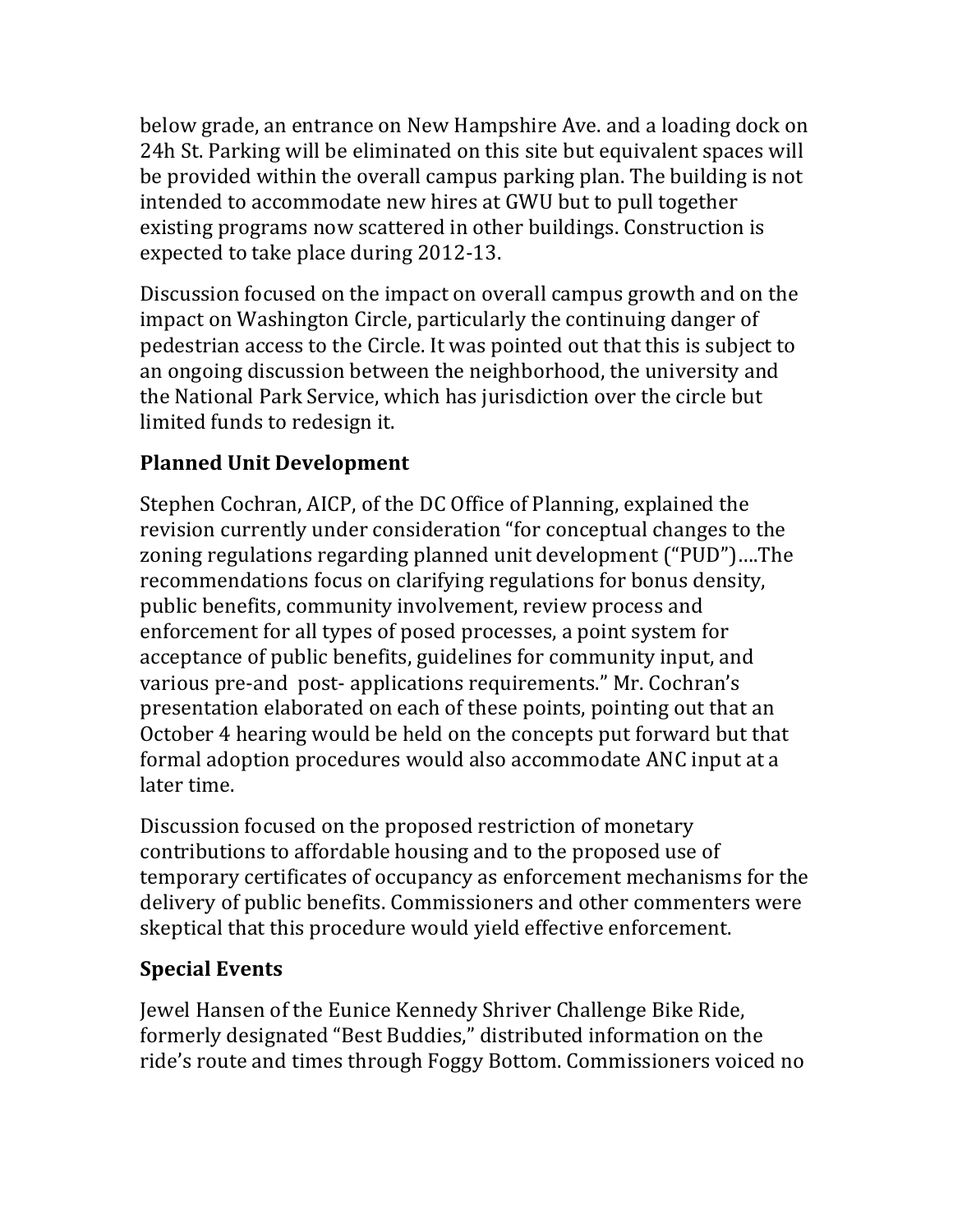below grade, an entrance on New Hampshire Ave. and a loading dock on 24h St. Parking will be eliminated on this site but equivalent spaces will be provided within the overall campus parking plan. The building is not intended to accommodate new hires at GWU but to pull together existing programs now scattered in other buildings. Construction is expected to take place during 2012-13.

Discussion focused on the impact on overall campus growth and on the impact on Washington Circle, particularly the continuing danger of pedestrian access to the Circle. It was pointed out that this is subject to an ongoing discussion between the neighborhood, the university and the National Park Service, which has jurisdiction over the circle but limited funds to redesign it.

## Planned Unit Development

Stephen Cochran, AICP, of the DC Office of Planning, explained the revision currently under consideration "for conceptual changes to the zoning regulations regarding planned unit development ("PUD")….The recommendations focus on clarifying regulations for bonus density, public benefits, community involvement, review process and enforcement for all types of posed processes, a point system for acceptance of public benefits, guidelines for community input, and various pre-and post- applications requirements." Mr. Cochran's presentation elaborated on each of these points, pointing out that an October 4 hearing would be held on the concepts put forward but that formal adoption procedures would also accommodate ANC input at a later time.

Discussion focused on the proposed restriction of monetary contributions to affordable housing and to the proposed use of temporary certificates of occupancy as enforcement mechanisms for the delivery of public benefits. Commissioners and other commenters were skeptical that this procedure would yield effective enforcement.

## Special Events

Jewel Hansen of the Eunice Kennedy Shriver Challenge Bike Ride, formerly designated "Best Buddies," distributed information on the ride's route and times through Foggy Bottom. Commissioners voiced no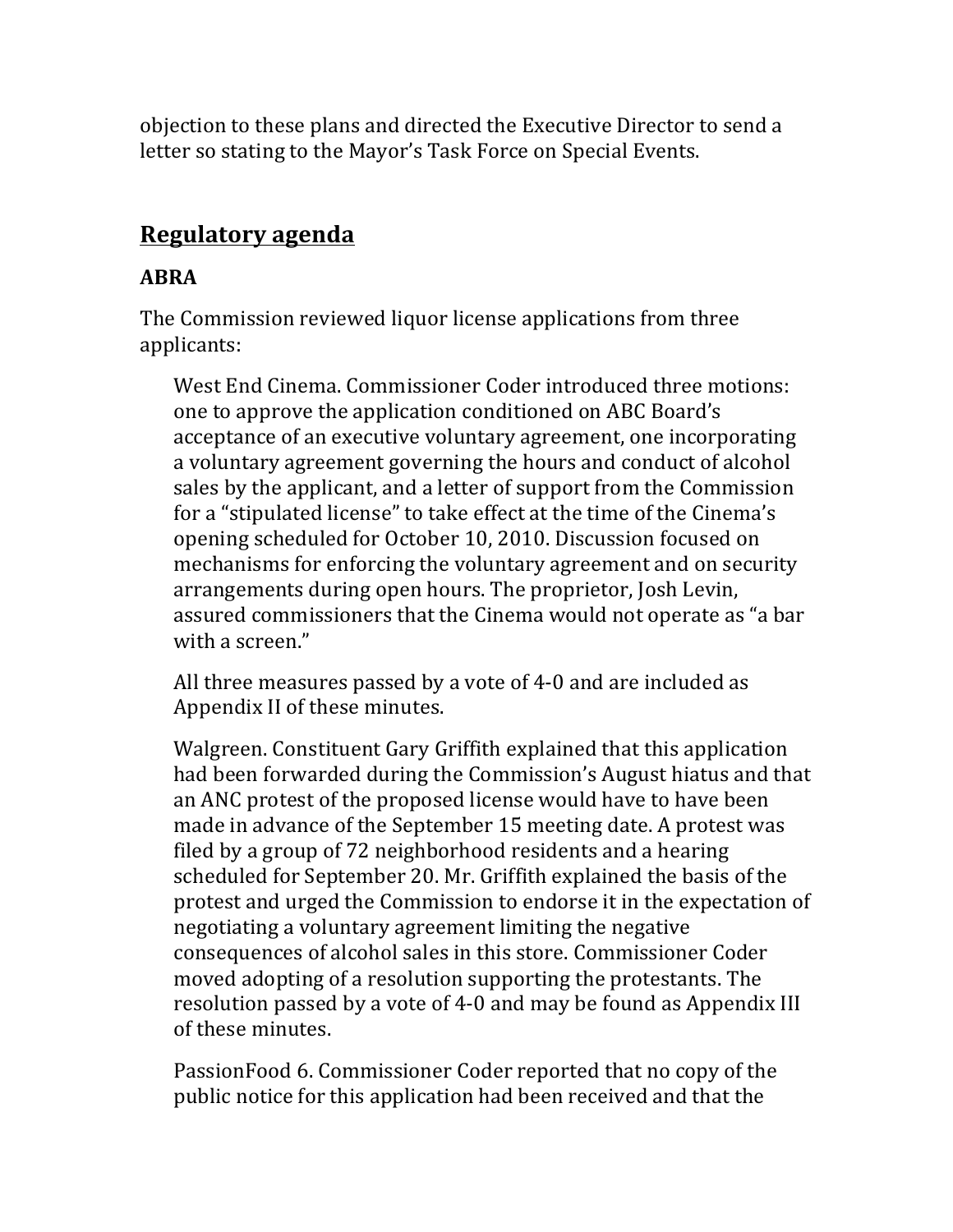objection to these plans and directed the Executive Director to send a letter so stating to the Mayor's Task Force on Special Events.

## Regulatory agenda

### ABRA

The Commission reviewed liquor license applications from three applicants:

West End Cinema. Commissioner Coder introduced three motions: one to approve the application conditioned on ABC Board's acceptance of an executive voluntary agreement, one incorporating a voluntary agreement governing the hours and conduct of alcohol sales by the applicant, and a letter of support from the Commission for a "stipulated license" to take effect at the time of the Cinema's opening scheduled for October 10, 2010. Discussion focused on mechanisms for enforcing the voluntary agreement and on security arrangements during open hours. The proprietor, Josh Levin, assured commissioners that the Cinema would not operate as "a bar with a screen."

All three measures passed by a vote of 4-0 and are included as Appendix II of these minutes.

Walgreen. Constituent Gary Griffith explained that this application had been forwarded during the Commission's August hiatus and that an ANC protest of the proposed license would have to have been made in advance of the September 15 meeting date. A protest was filed by a group of 72 neighborhood residents and a hearing scheduled for September 20. Mr. Griffith explained the basis of the protest and urged the Commission to endorse it in the expectation of negotiating a voluntary agreement limiting the negative consequences of alcohol sales in this store. Commissioner Coder moved adopting of a resolution supporting the protestants. The resolution passed by a vote of 4-0 and may be found as Appendix III of these minutes.

PassionFood 6. Commissioner Coder reported that no copy of the public notice for this application had been received and that the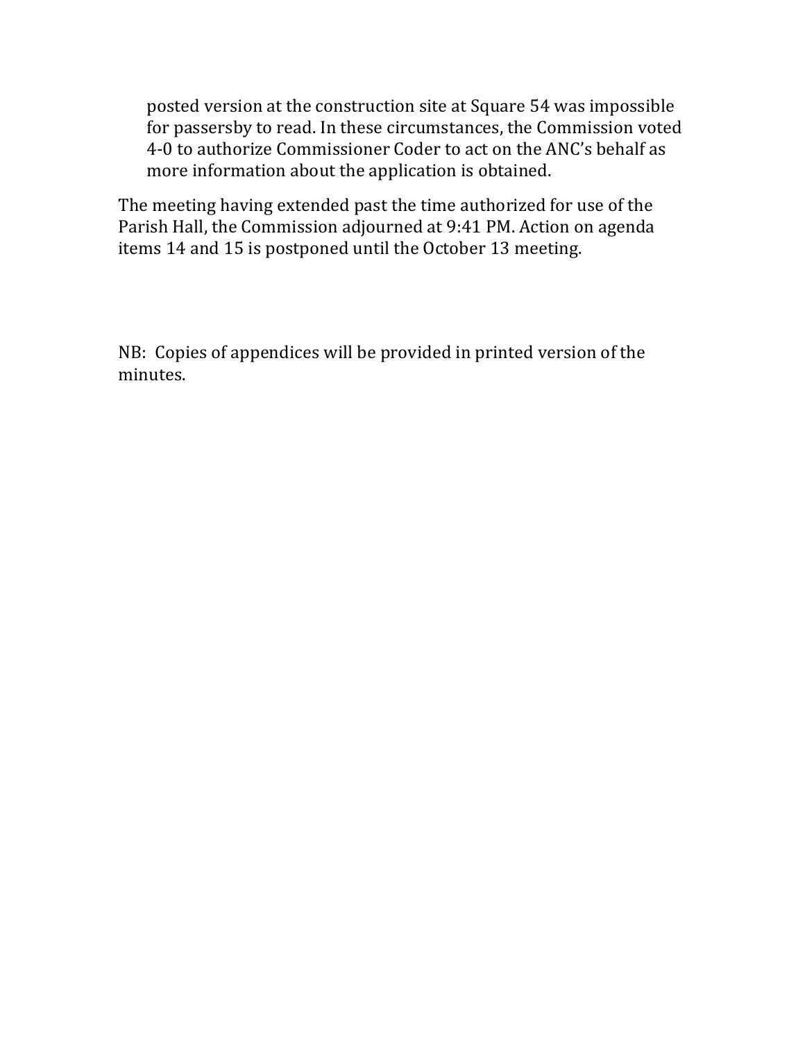posted version at the construction site at Square 54 was impossible for passersby to read. In these circumstances, the Commission voted 4-0 to authorize Commissioner Coder to act on the ANC's behalf as more information about the application is obtained.

The meeting having extended past the time authorized for use of the Parish Hall, the Commission adjourned at 9:41 PM. Action on agenda items 14 and 15 is postponed until the October 13 meeting.

NB: Copies of appendices will be provided in printed version of the minutes.